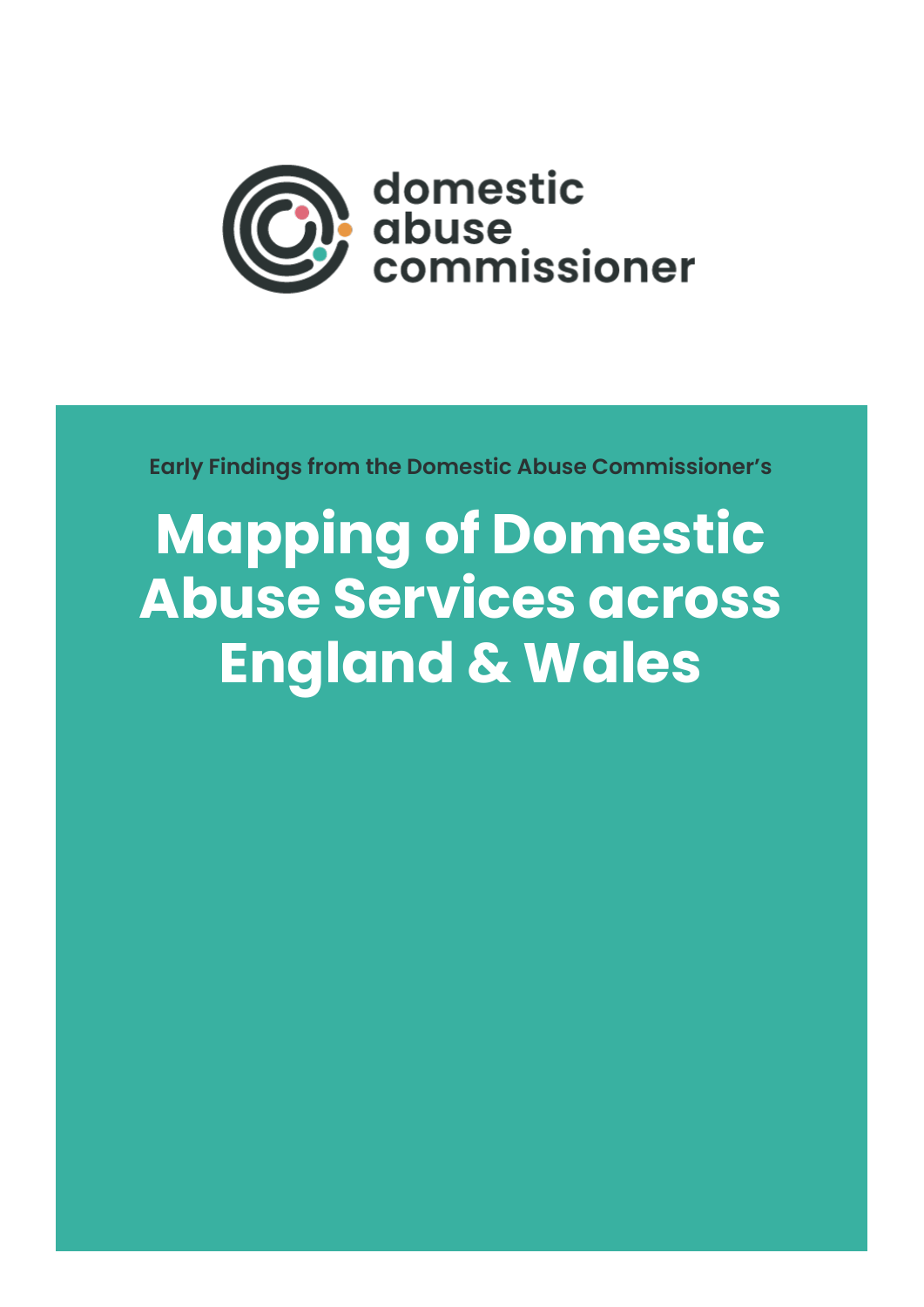domestic abuse commissioner

Early Findings from the Domestic Abuse Commissioner's

# Mapping of Domestic Abuse Services across England & Wales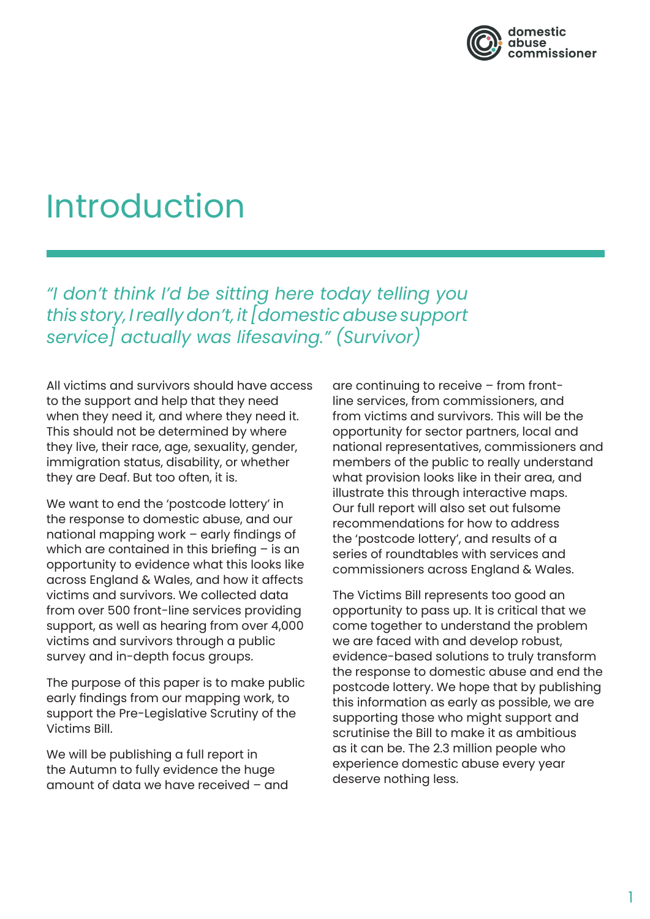# Introduction

*"I don't think I'd be sitting here today telling you this story, I really don't, it [domestic abuse support service] actually was lifesaving." (Survivor)*

All victims and survivors should have access to the support and help that they need when they need it, and where they need it. This should not be determined by where they live, their race, age, sexuality, gender, immigration status, disability, or whether they are Deaf. But too often, it is.

We want to end the 'postcode lottery' in the response to domestic abuse, and our national mapping work – early findings of which are contained in this briefing – is an opportunity to evidence what this looks like across England & Wales, and how it affects victims and survivors. We collected data from over 500 front-line services providing support, as well as hearing from over 4,000 victims and survivors through a public survey and in-depth focus groups.

The purpose of this paper is to make public early findings from our mapping work, to support the Pre-Legislative Scrutiny of the Victims Bill.

We will be publishing a full report in the Autumn to fully evidence the huge amount of data we have received – and are continuing to receive – from front-line services, from commissioners, and from victims and survivors. This will be the opportunity for sector partners, local and national representatives, commissioners and members of the public to really understand what provision looks like in their area, and illustrate this through interactive maps. Our full report will also set out fulsome recommendations for how to address the 'postcode lottery', and results of a series of roundtables with services and commissioners across England & Wales.

The Victims Bill represents too good an opportunity to pass up. It is critical that we come together to understand the problem we are faced with and develop robust, evidence-based solutions to truly transform the response to domestic abuse and end the postcode lottery. We hope that by publishing this information as early as possible, we are supporting those who might support and scrutinise the Bill to make it as ambitious as it can be. The 2.3 million people who experience domestic abuse every year deserve nothing less.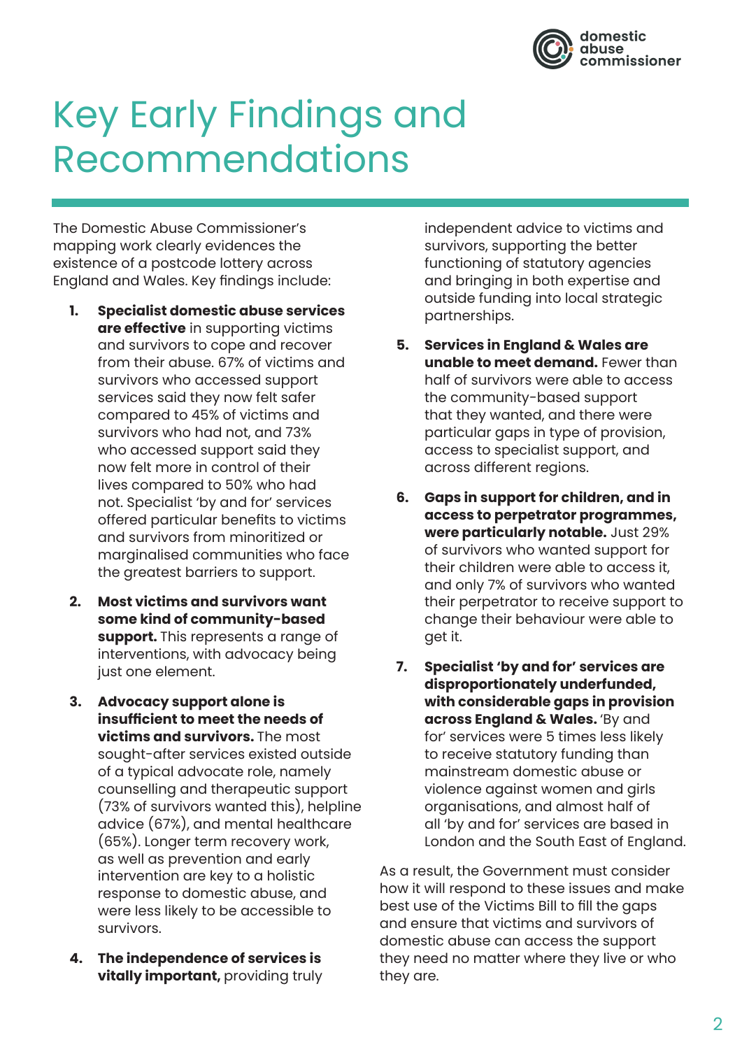# Key Early Findings and Recommendations

The Domestic Abuse Commissioner's mapping work clearly evidences the existence of a postcode lottery across England and Wales. Key findings include:

1. **Specialist domestic abuse services are effective** in supporting victims and survivors to cope and recover from their abuse. 67% of victims and survivors who accessed support services said they now felt safer compared to 45% of victims and survivors who had not, and 73% who accessed support said they now felt more in control of their lives compared to 50% who had not. Specialist 'by and for' services offered particular benefits to victims and survivors from minoritized or marginalised communities who face the greatest barriers to support.

2. **Most victims and survivors want some kind of community-based support.** This represents a range of interventions, with advocacy being just one element.

3. **Advocacy support alone is insufficient to meet the needs of victims and survivors.** The most sought-after services existed outside of a typical advocate role, namely counselling and therapeutic support (73% of survivors wanted this), helpline advice (67%), and mental healthcare (65%). Longer term recovery work, as well as prevention and early intervention are key to a holistic response to domestic abuse, and were less likely to be accessible to survivors.

4. **The independence of services is vitally important,** providing truly independent advice to victims and survivors, supporting the better functioning of statutory agencies and bringing in both expertise and outside funding into local strategic partnerships.

5. **Services in England & Wales are unable to meet demand.** Fewer than half of survivors were able to access the community-based support that they wanted, and there were particular gaps in type of provision, access to specialist support, and across different regions.

6. **Gaps in support for children, and in access to perpetrator programmes, were particularly notable.** Just 29% of survivors who wanted support for their children were able to access it, and only 7% of survivors who wanted their perpetrator to receive support to change their behaviour were able to get it.

7. **Specialist 'by and for' services are disproportionately underfunded, with considerable gaps in provision across England & Wales.** 'By and for' services were 5 times less likely to receive statutory funding than mainstream domestic abuse or violence against women and girls organisations, and almost half of all 'by and for' services are based in London and the South East of England.

As a result, the Government must consider how it will respond to these issues and make best use of the Victims Bill to fill the gaps and ensure that victims and survivors of domestic abuse can access the support they need no matter where they live or who they are.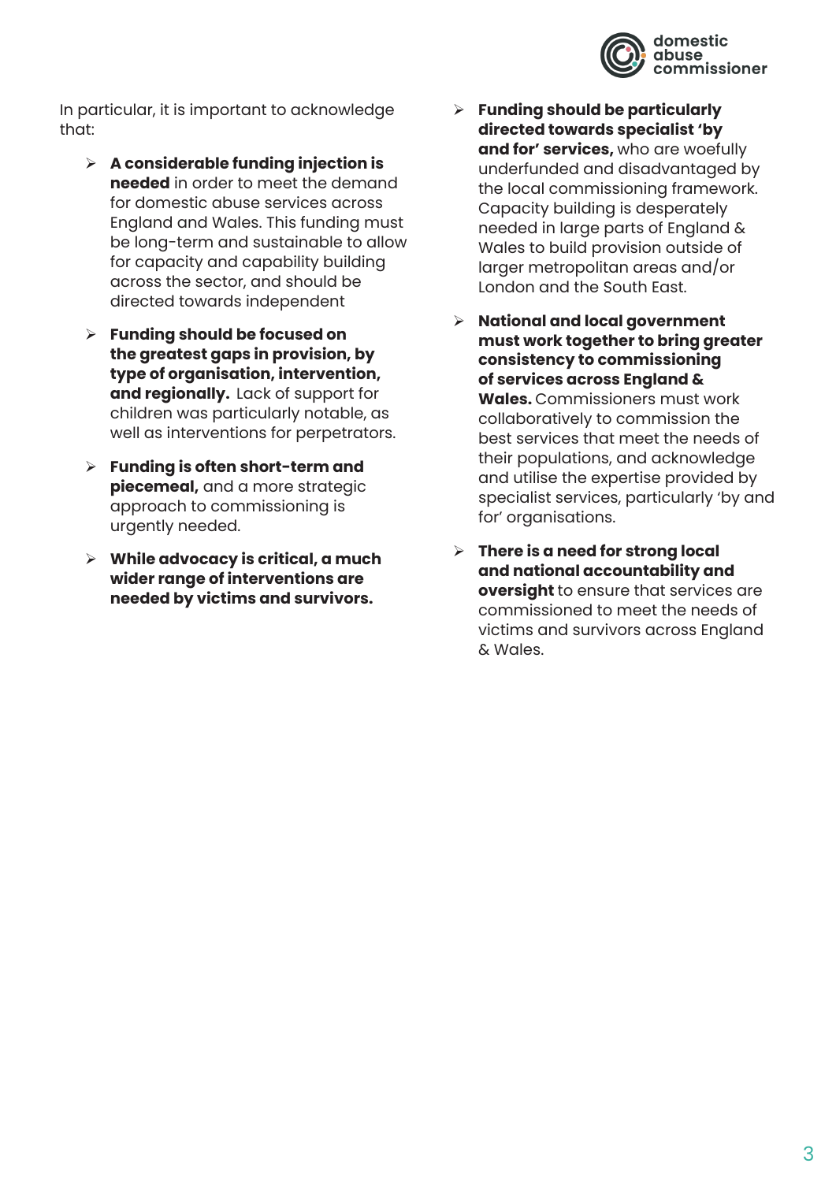In particular, it is important to acknowledge that:

- **A considerable funding injection is needed** in order to meet the demand for domestic abuse services across England and Wales. This funding must be long-term and sustainable to allow for capacity and capability building across the sector, and should be directed towards independent
- **Funding should be focused on the greatest gaps in provision, by type of organisation, intervention, and regionally.** Lack of support for children was particularly notable, as well as interventions for perpetrators.
- **Funding is often short-term and piecemeal,** and a more strategic approach to commissioning is urgently needed.
- **While advocacy is critical, a much wider range of interventions are needed by victims and survivors.**
- **Funding should be particularly directed towards specialist 'by and for' services,** who are woefully underfunded and disadvantaged by the local commissioning framework. Capacity building is desperately needed in large parts of England & Wales to build provision outside of larger metropolitan areas and/or London and the South East.
- **National and local government must work together to bring greater consistency to commissioning of services across England & Wales.** Commissioners must work collaboratively to commission the best services that meet the needs of their populations, and acknowledge and utilise the expertise provided by specialist services, particularly 'by and for' organisations.
- **There is a need for strong local and national accountability and oversight** to ensure that services are commissioned to meet the needs of victims and survivors across England & Wales.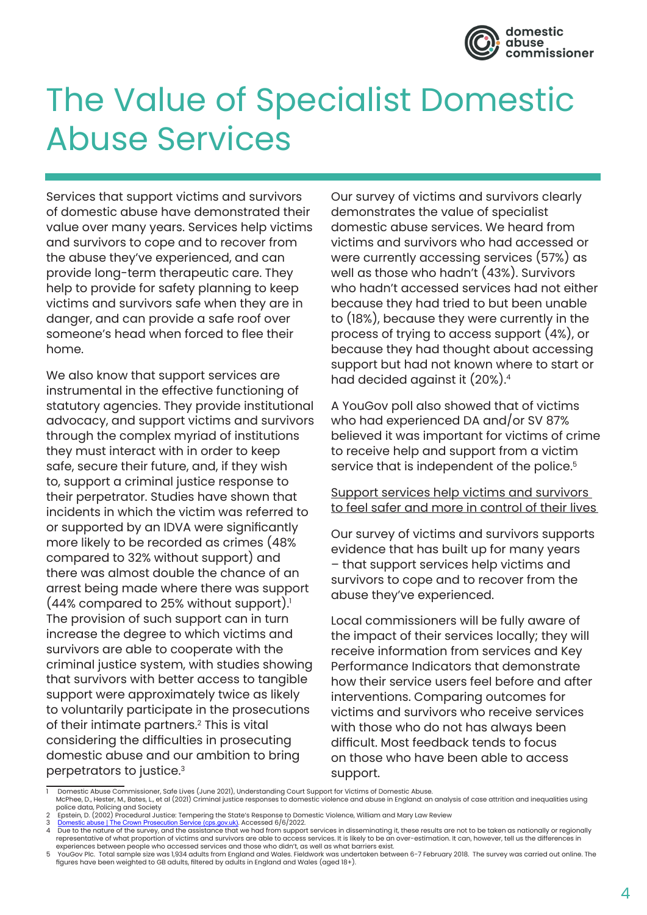# The Value of Specialist Domestic Abuse Services

Services that support victims and survivors of domestic abuse have demonstrated their value over many years. Services help victims and survivors to cope and to recover from the abuse they've experienced, and can provide long-term therapeutic care. They help to provide for safety planning to keep victims and survivors safe when they are in danger, and can provide a safe roof over someone's head when forced to flee their home.

We also know that support services are instrumental in the effective functioning of statutory agencies. They provide institutional advocacy, and support victims and survivors through the complex myriad of institutions they must interact with in order to keep safe, secure their future, and, if they wish to, support a criminal justice response to their perpetrator. Studies have shown that incidents in which the victim was referred to or supported by an IDVA were significantly more likely to be recorded as crimes (48% compared to 32% without support) and there was almost double the chance of an arrest being made where there was support (44% compared to 25% without support).[1] The provision of such support can in turn increase the degree to which victims and survivors are able to cooperate with the criminal justice system, with studies showing that survivors with better access to tangible support were approximately twice as likely to voluntarily participate in the prosecutions of their intimate partners.[2] This is vital considering the difficulties in prosecuting domestic abuse and our ambition to bring perpetrators to justice.[3]

Our survey of victims and survivors clearly demonstrates the value of specialist domestic abuse services. We heard from victims and survivors who had accessed or were currently accessing services (57%) as well as those who hadn't (43%). Survivors who hadn't accessed services had not either because they had tried to but been unable to (18%), because they were currently in the process of trying to access support (4%), or because they had thought about accessing support but had not known where to start or had decided against it (20%).[4]

A YouGov poll also showed that of victims who had experienced DA and/or SV 87% believed it was important for victims of crime to receive help and support from a victim service that is independent of the police.[5]

<u>Support services help victims and survivors to feel safer and more in control of their lives</u>

Our survey of victims and survivors supports evidence that has built up for many years – that support services help victims and survivors to cope and to recover from the abuse they've experienced.

Local commissioners will be fully aware of the impact of their services locally; they will receive information from services and Key Performance Indicators that demonstrate how their service users feel before and after interventions. Comparing outcomes for victims and survivors who receive services with those who do not has always been difficult. Most feedback tends to focus on those who have been able to access support.

---

1 Domestic Abuse Commissioner, Safe Lives (June 2021), Understanding Court Support for Victims of Domestic Abuse.
McPhee, D., Hester, M., Bates, L., et al (2021) Criminal justice responses to domestic violence and abuse in England: an analysis of case attrition and inequalities using police data, Policing and Society

2 Epstein, D. (2002) Procedural Justice: Tempering the State's Response to Domestic Violence, William and Mary Law Review

3 Domestic abuse | The Crown Prosecution Service (cps.gov.uk). Accessed 6/6/2022.

4 Due to the nature of the survey, and the assistance that we had from support services in disseminating it, these results are not to be taken as nationally or regionally representative of what proportion of victims and survivors are able to access services. It is likely to be an over-estimation. It can, however, tell us the differences in experiences between people who accessed services and those who didn't, as well as what barriers exist.

5 YouGov Plc. Total sample size was 1,934 adults from England and Wales. Fieldwork was undertaken between 6-7 February 2018. The survey was carried out online. The figures have been weighted to GB adults, filtered by adults in England and Wales (aged 18+).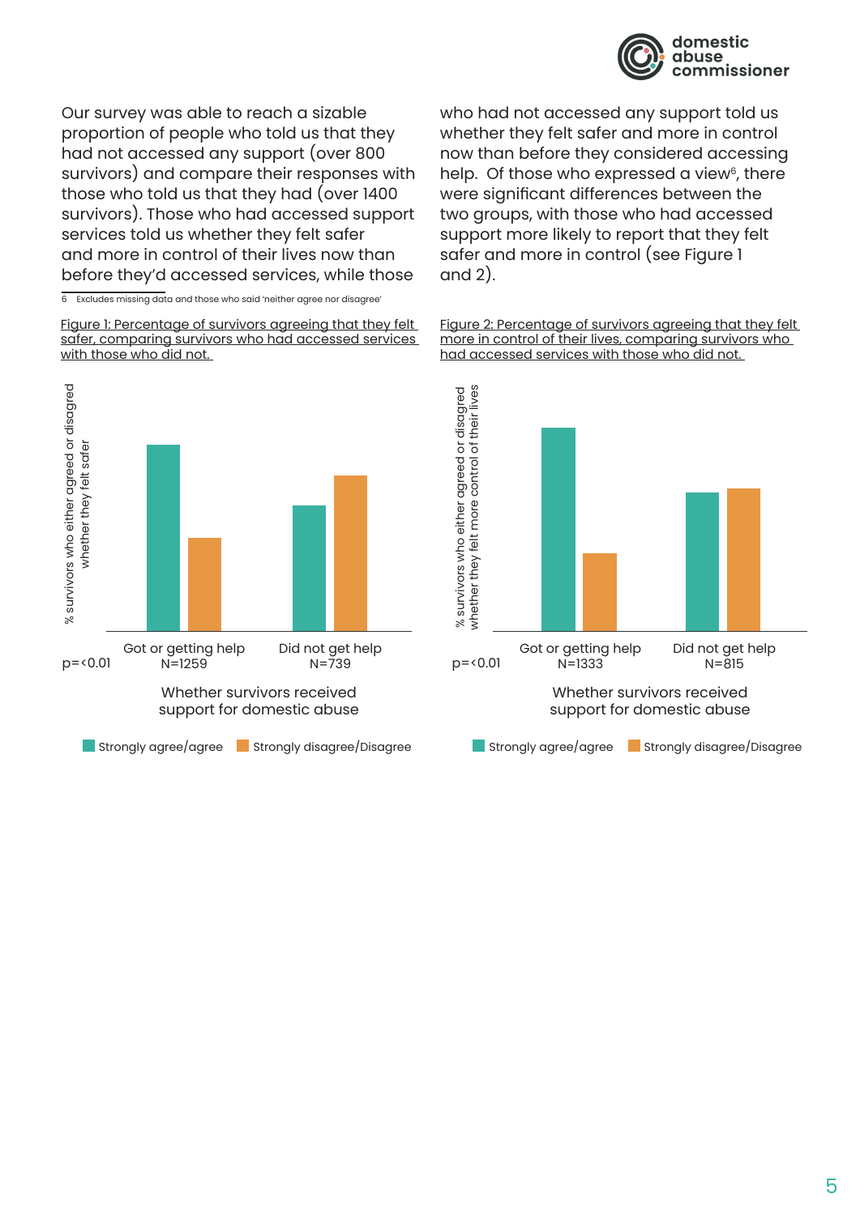Our survey was able to reach a sizable proportion of people who told us that they had not accessed any support (over 800 survivors) and compare their responses with those who told us that they had (over 1400 survivors). Those who had accessed support services told us whether they felt safer and more in control of their lives now than before they'd accessed services, while those who had not accessed any support told us whether they felt safer and more in control now than before they considered accessing help. Of those who expressed a view[6], there were significant differences between the two groups, with those who had accessed support more likely to report that they felt safer and more in control (see Figure 1 and 2).

6 Excludes missing data and those who said 'neither agree nor disagree'

Figure 1: Percentage of survivors agreeing that they felt safer, comparing survivors who had accessed services with those who did not.

% survivors who either agreed or disagreed whether they felt safer

| Whether survivors received support for domestic abuse | Got or getting help N=1259 | Did not get help N=739 |
|---|---|---|
| Strongly agree/agree | | |
| Strongly disagree/Disagree | | |

$p = < 0.01$

Figure 2: Percentage of survivors agreeing that they felt more in control of their lives, comparing survivors who had accessed services with those who did not.

% survivors who either agreed or disagreed whether they felt more control of their lives

| Whether survivors received support for domestic abuse | Got or getting help N=1333 | Did not get help N=815 |
|---|---|---|
| Strongly agree/agree | | |
| Strongly disagree/Disagree | | |

$p = < 0.01$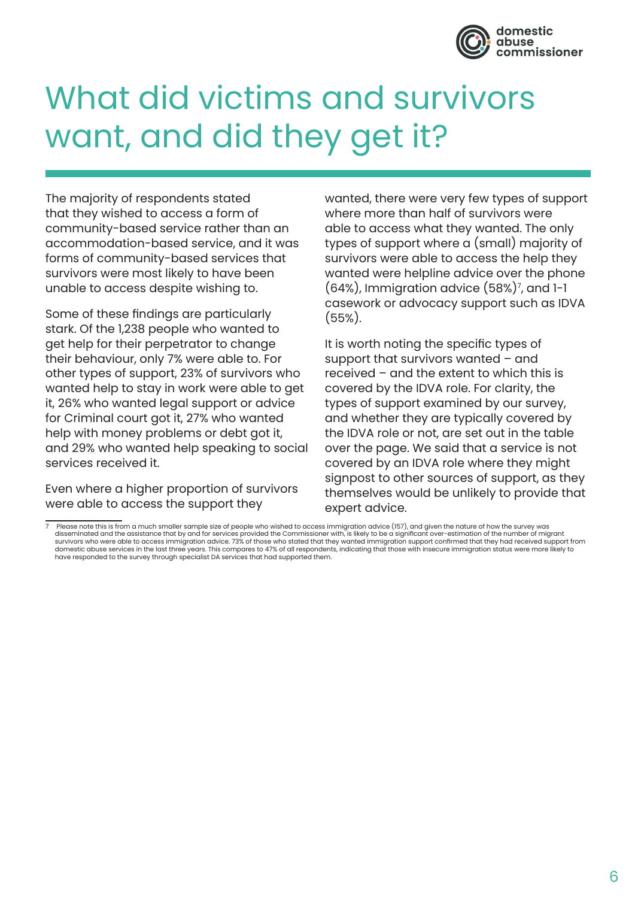# What did victims and survivors want, and did they get it?

The majority of respondents stated that they wished to access a form of community-based service rather than an accommodation-based service, and it was forms of community-based services that survivors were most likely to have been unable to access despite wishing to.

Some of these findings are particularly stark. Of the 1,238 people who wanted to get help for their perpetrator to change their behaviour, only 7% were able to. For other types of support, 23% of survivors who wanted help to stay in work were able to get it, 26% who wanted legal support or advice for Criminal court got it, 27% who wanted help with money problems or debt got it, and 29% who wanted help speaking to social services received it.

Even where a higher proportion of survivors were able to access the support they wanted, there were very few types of support where more than half of survivors were able to access what they wanted. The only types of support where a (small) majority of survivors were able to access the help they wanted were helpline advice over the phone (64%), Immigration advice (58%)[7], and 1-1 casework or advocacy support such as IDVA (55%).

It is worth noting the specific types of support that survivors wanted – and received – and the extent to which this is covered by the IDVA role. For clarity, the types of support examined by our survey, and whether they are typically covered by the IDVA role or not, are set out in the table over the page. We said that a service is not covered by an IDVA role where they might signpost to other sources of support, as they themselves would be unlikely to provide that expert advice.

---

7 Please note this is from a much smaller sample size of people who wished to access immigration advice (157), and given the nature of how the survey was disseminated and the assistance that by and for services provided the Commissioner with, is likely to be a significant over-estimation of the number of migrant survivors who were able to access immigration advice. 73% of those who stated that they wanted immigration support confirmed that they had received support from domestic abuse services in the last three years. This compares to 47% of all respondents, indicating that those with insecure immigration status were more likely to have responded to the survey through specialist DA services that had supported them.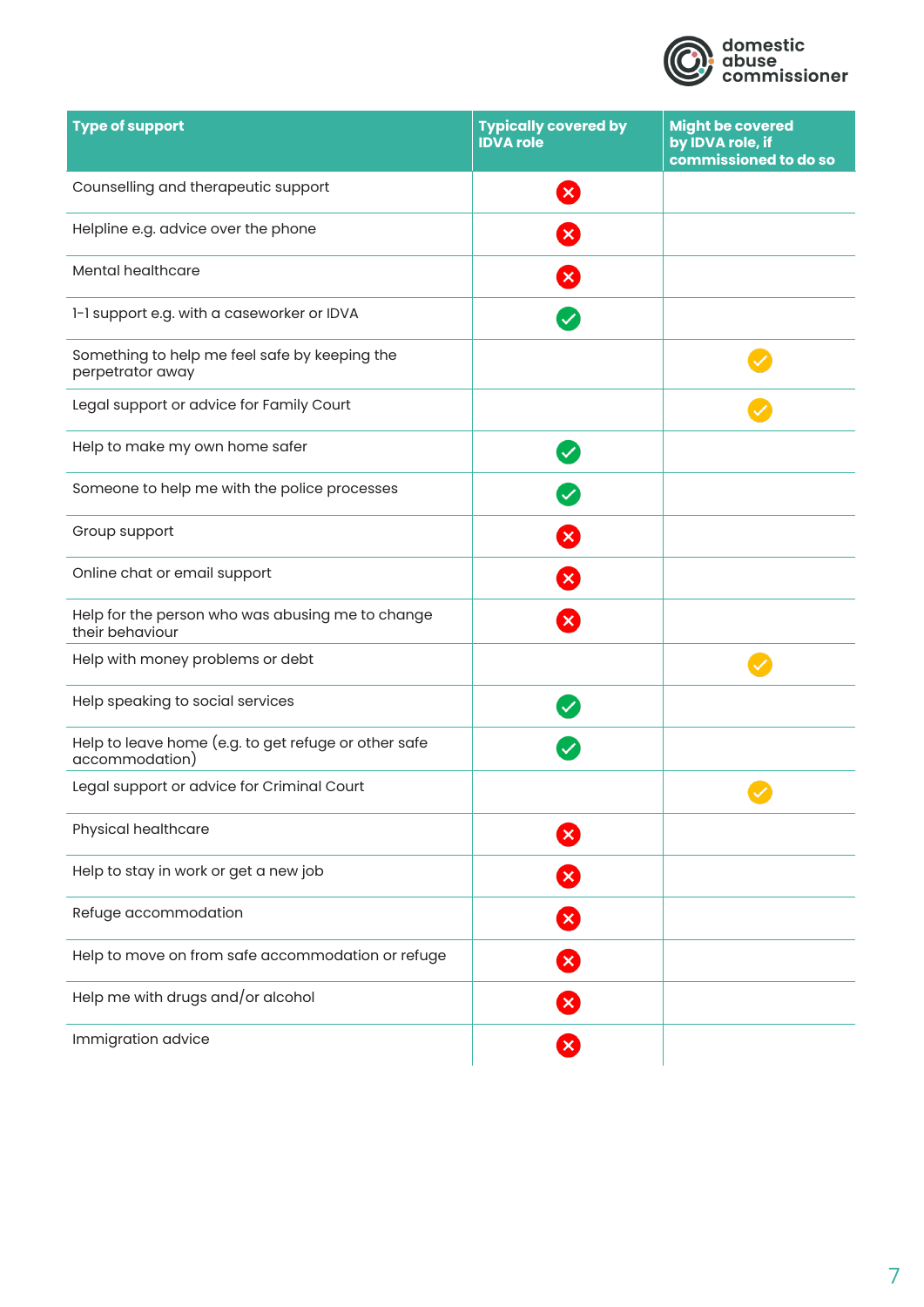| Type of support | Typically covered by IDVA role | Might be covered by IDVA role, if commissioned to do so |
|---|---|---|
| Counselling and therapeutic support | ✗ | |
| Helpline e.g. advice over the phone | ✗ | |
| Mental healthcare | ✗ | |
| 1-1 support e.g. with a caseworker or IDVA | ✓ | |
| Something to help me feel safe by keeping the perpetrator away | | ✓ |
| Legal support or advice for Family Court | | ✓ |
| Help to make my own home safer | ✓ | |
| Someone to help me with the police processes | ✓ | |
| Group support | ✗ | |
| Online chat or email support | ✗ | |
| Help for the person who was abusing me to change their behaviour | ✗ | |
| Help with money problems or debt | | ✓ |
| Help speaking to social services | ✓ | |
| Help to leave home (e.g. to get refuge or other safe accommodation) | ✓ | |
| Legal support or advice for Criminal Court | | ✓ |
| Physical healthcare | ✗ | |
| Help to stay in work or get a new job | ✗ | |
| Refuge accommodation | ✗ | |
| Help to move on from safe accommodation or refuge | ✗ | |
| Help me with drugs and/or alcohol | ✗ | |
| Immigration advice | ✗ | |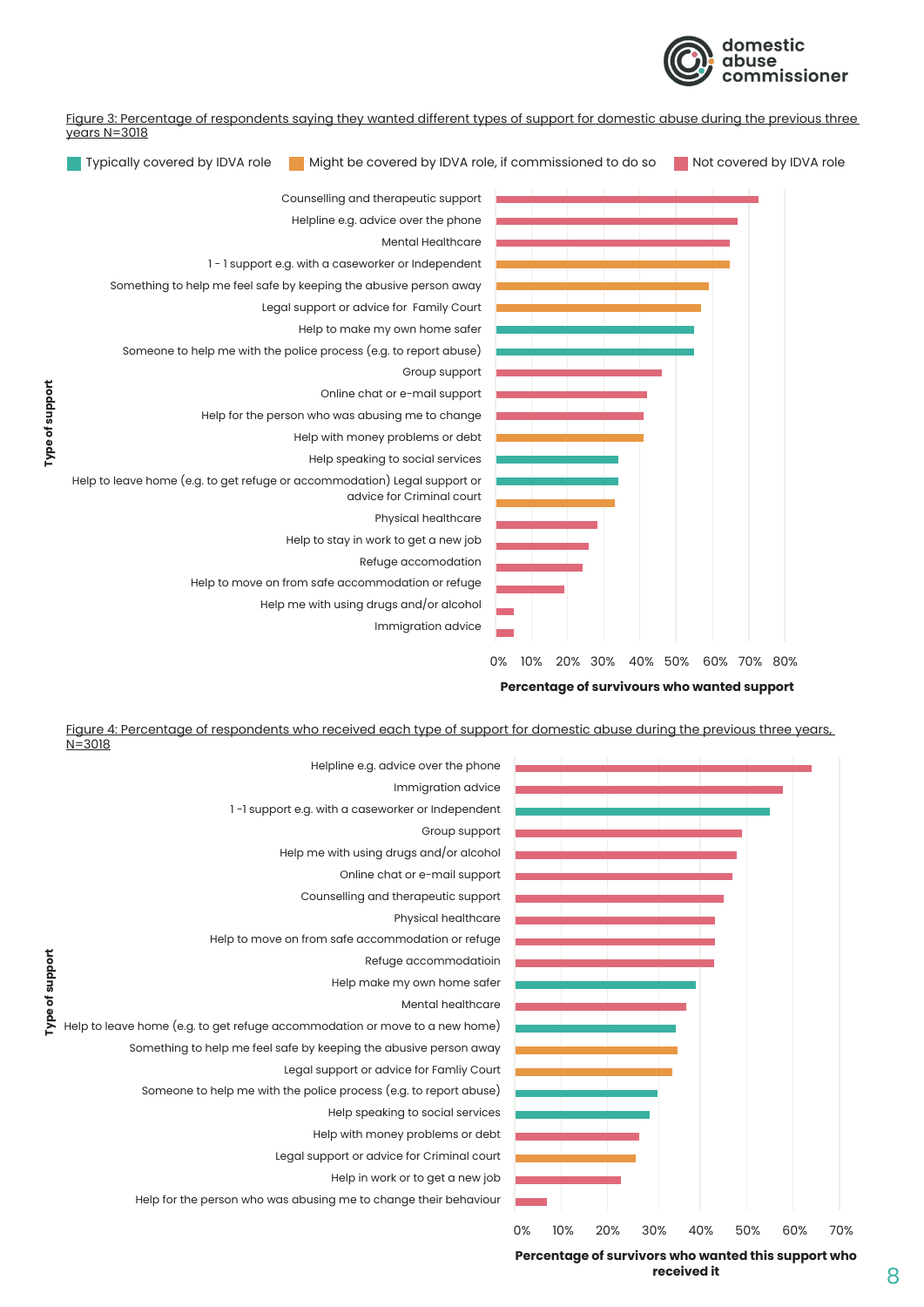Figure 3: Percentage of respondents saying they wanted different types of support for domestic abuse during the previous three years N=3018

Typically covered by IDVA role | Might be covered by IDVA role, if commissioned to do so | Not covered by IDVA role

| Type of support | Category |
|---|---|
| Counselling and therapeutic support | Not covered by IDVA role |
| Helpline e.g. advice over the phone | Not covered by IDVA role |
| Mental Healthcare | Not covered by IDVA role |
| 1 - 1 support e.g. with a caseworker or Independent | Might be covered by IDVA role, if commissioned to do so |
| Something to help me feel safe by keeping the abusive person away | Might be covered by IDVA role, if commissioned to do so |
| Legal support or advice for Family Court | Might be covered by IDVA role, if commissioned to do so |
| Help to make my own home safer | Typically covered by IDVA role |
| Someone to help me with the police process (e.g. to report abuse) | Typically covered by IDVA role |
| Group support | Not covered by IDVA role |
| Online chat or e-mail support | Not covered by IDVA role |
| Help for the person who was abusing me to change | Not covered by IDVA role |
| Help with money problems or debt | Might be covered by IDVA role, if commissioned to do so |
| Help speaking to social services | Typically covered by IDVA role |
| Help to leave home (e.g. to get refuge or accommodation) | Typically covered by IDVA role |
| Legal support or advice for Criminal court | Might be covered by IDVA role, if commissioned to do so |
| Physical healthcare | Not covered by IDVA role |
| Help to stay in work to get a new job | Not covered by IDVA role |
| Refuge accomodation | Not covered by IDVA role |
| Help to move on from safe accommodation or refuge | Not covered by IDVA role |
| Help me with using drugs and/or alcohol | Not covered by IDVA role |
| Immigration advice | Not covered by IDVA role |

Percentage of survivours who wanted support (0% – 80%)

Figure 4: Percentage of respondents who received each type of support for domestic abuse during the previous three years, N=3018

| Type of support | Category |
|---|---|
| Helpline e.g. advice over the phone | Not covered by IDVA role |
| Immigration advice | Not covered by IDVA role |
| 1 -1 support e.g. with a caseworker or Independent | Typically covered by IDVA role |
| Group support | Not covered by IDVA role |
| Help me with using drugs and/or alcohol | Not covered by IDVA role |
| Online chat or e-mail support | Not covered by IDVA role |
| Counselling and therapeutic support | Not covered by IDVA role |
| Physical healthcare | Not covered by IDVA role |
| Help to move on from safe accommodation or refuge | Not covered by IDVA role |
| Refuge accommodatioin | Not covered by IDVA role |
| Help make my own home safer | Typically covered by IDVA role |
| Mental healthcare | Not covered by IDVA role |
| Help to leave home (e.g. to get refuge accommodation or move to a new home) | Typically covered by IDVA role |
| Something to help me feel safe by keeping the abusive person away | Might be covered by IDVA role, if commissioned to do so |
| Legal support or advice for Famliy Court | Might be covered by IDVA role, if commissioned to do so |
| Someone to help me with the police process (e.g. to report abuse) | Typically covered by IDVA role |
| Help speaking to social services | Typically covered by IDVA role |
| Help with money problems or debt | Not covered by IDVA role |
| Legal support or advice for Criminal court | Might be covered by IDVA role, if commissioned to do so |
| Help in work or to get a new job | Not covered by IDVA role |
| Help for the person who was abusing me to change their behaviour | Not covered by IDVA role |

Percentage of survivors who wanted this support who received it (0% – 70%)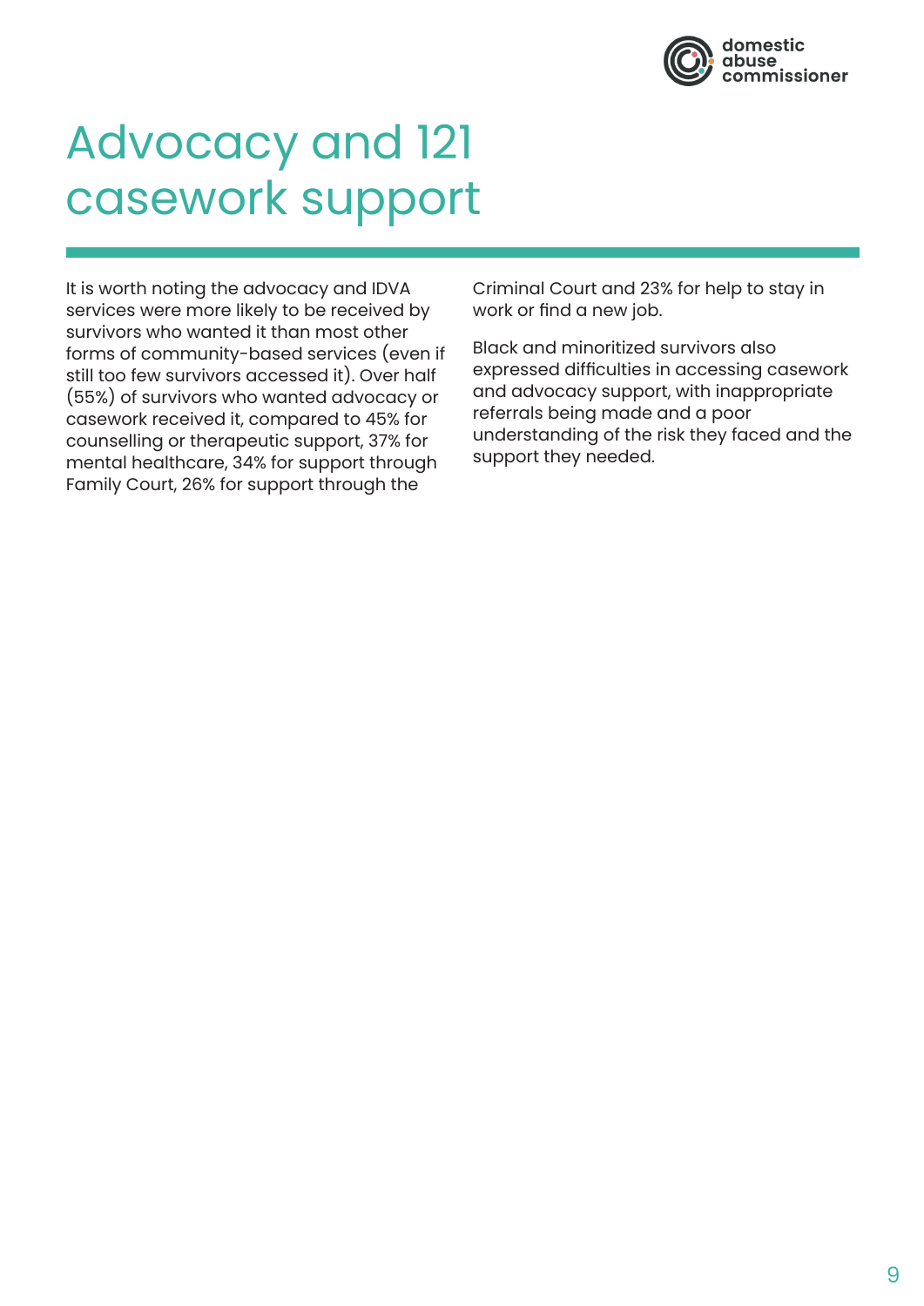# Advocacy and 121 casework support

It is worth noting the advocacy and IDVA services were more likely to be received by survivors who wanted it than most other forms of community-based services (even if still too few survivors accessed it). Over half (55%) of survivors who wanted advocacy or casework received it, compared to 45% for counselling or therapeutic support, 37% for mental healthcare, 34% for support through Family Court, 26% for support through the Criminal Court and 23% for help to stay in work or find a new job.

Black and minoritized survivors also expressed difficulties in accessing casework and advocacy support, with inappropriate referrals being made and a poor understanding of the risk they faced and the support they needed.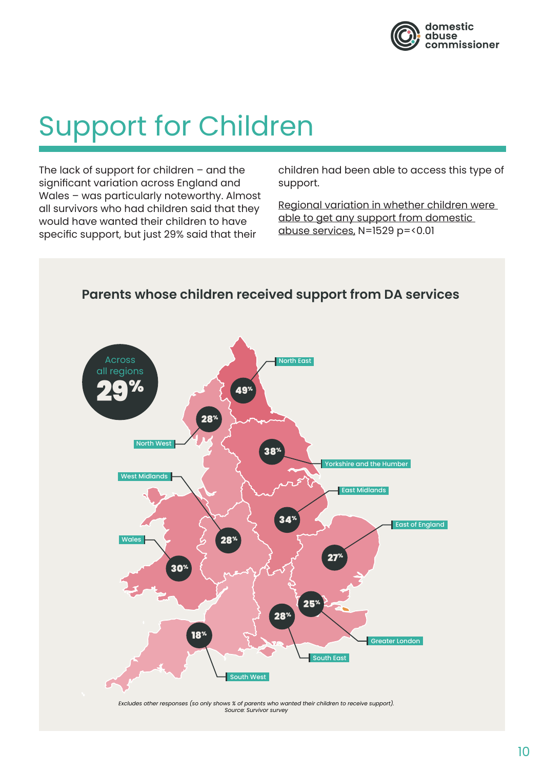# Support for Children

The lack of support for children – and the significant variation across England and Wales – was particularly noteworthy. Almost all survivors who had children said that they would have wanted their children to have specific support, but just 29% said that their children had been able to access this type of support.

Regional variation in whether children were able to get any support from domestic abuse services, N=1529 p=<0.01

## Parents whose children received support from DA services

Across all regions **29%**

| Region | % |
| --- | --- |
| North East | 49% |
| North West | 28% |
| Yorkshire and the Humber | 38% |
| East Midlands | 34% |
| West Midlands | 28% |
| Wales | 30% |
| East of England | 27% |
| Greater London | 25% |
| South East | 28% |
| South West | 18% |

*Excludes other responses (so only shows % of parents who wanted their children to receive support).*
*Source: Survivor survey*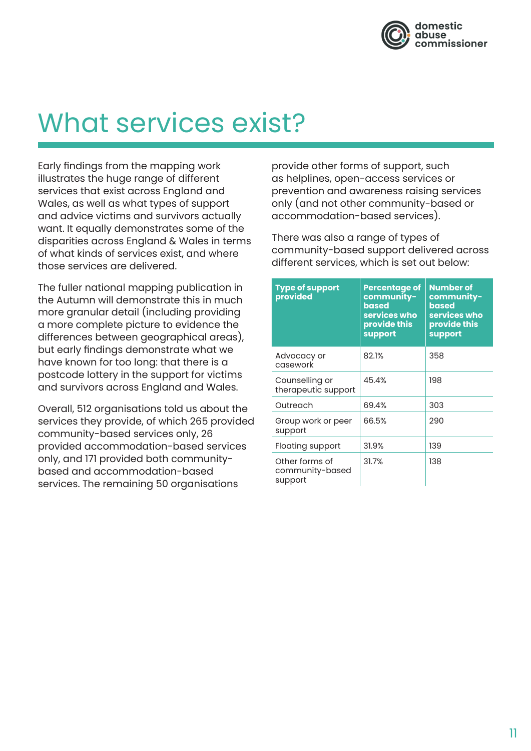# What services exist?

Early findings from the mapping work illustrates the huge range of different services that exist across England and Wales, as well as what types of support and advice victims and survivors actually want. It equally demonstrates some of the disparities across England & Wales in terms of what kinds of services exist, and where those services are delivered.

The fuller national mapping publication in the Autumn will demonstrate this in much more granular detail (including providing a more complete picture to evidence the differences between geographical areas), but early findings demonstrate what we have known for too long: that there is a postcode lottery in the support for victims and survivors across England and Wales.

Overall, 512 organisations told us about the services they provide, of which 265 provided community-based services only, 26 provided accommodation-based services only, and 171 provided both community-based and accommodation-based services. The remaining 50 organisations provide other forms of support, such as helplines, open-access services or prevention and awareness raising services only (and not other community-based or accommodation-based services).

There was also a range of types of community-based support delivered across different services, which is set out below:

| Type of support provided | Percentage of community-based services who provide this support | Number of community-based services who provide this support |
|---|---|---|
| Advocacy or casework | 82.1% | 358 |
| Counselling or therapeutic support | 45.4% | 198 |
| Outreach | 69.4% | 303 |
| Group work or peer support | 66.5% | 290 |
| Floating support | 31.9% | 139 |
| Other forms of community-based support | 31.7% | 138 |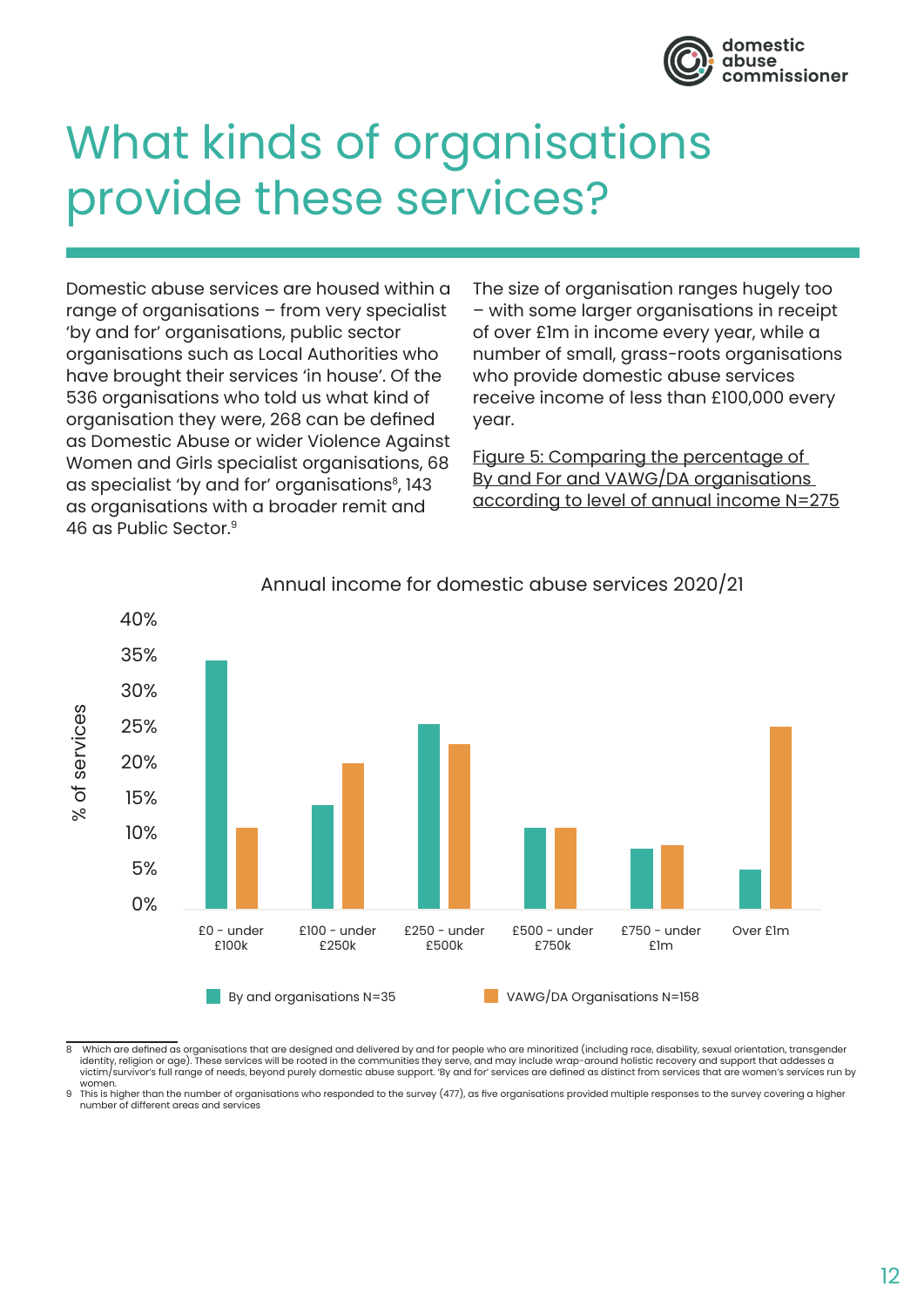# What kinds of organisations provide these services?

Domestic abuse services are housed within a range of organisations – from very specialist 'by and for' organisations, public sector organisations such as Local Authorities who have brought their services 'in house'. Of the 536 organisations who told us what kind of organisation they were, 268 can be defined as Domestic Abuse or wider Violence Against Women and Girls specialist organisations, 68 as specialist 'by and for' organisations[8], 143 as organisations with a broader remit and 46 as Public Sector.[9]

The size of organisation ranges hugely too – with some larger organisations in receipt of over £1m in income every year, while a number of small, grass-roots organisations who provide domestic abuse services receive income of less than £100,000 every year.

Figure 5: Comparing the percentage of By and For and VAWG/DA organisations according to level of annual income N=275

Annual income for domestic abuse services 2020/21

| Annual income | By and organisations N=35 | VAWG/DA Organisations N=158 |
|---|---|---|
| £0 - under £100k | ~34% | ~11% |
| £100 - under £250k | ~14% | ~20% |
| £250 - under £500k | ~26% | ~23% |
| £500 - under £750k | ~11% | ~11% |
| £750 - under £1m | ~8% | ~9% |
| Over £1m | ~5% | ~25% |

8 Which are defined as organisations that are designed and delivered by and for people who are minoritized (including race, disability, sexual orientation, transgender identity, religion or age). These services will be rooted in the communities they serve, and may include wrap-around holistic recovery and support that addesses a victim/survivor's full range of needs, beyond purely domestic abuse support. 'By and for' services are defined as distinct from services that are women's services run by women.

9 This is higher than the number of organisations who responded to the survey (477), as five organisations provided multiple responses to the survey covering a higher number of different areas and services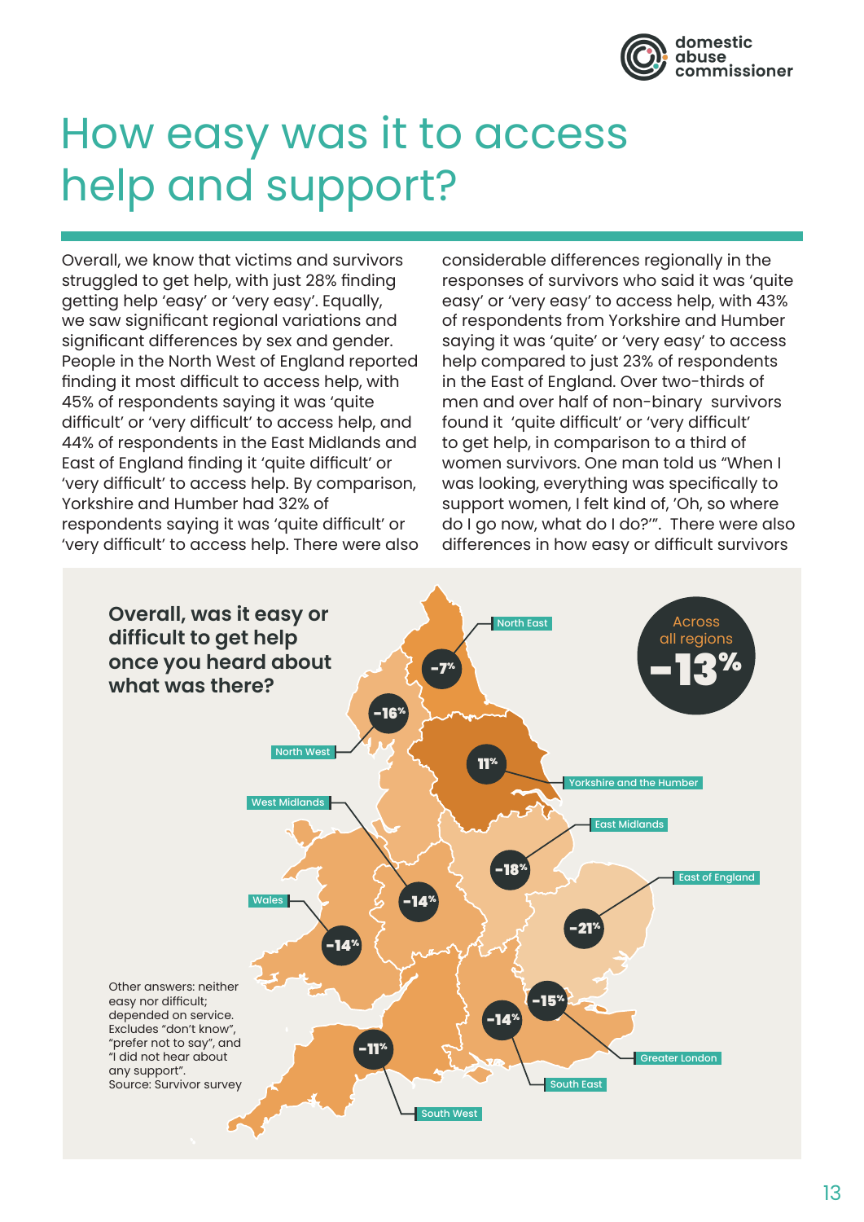# How easy was it to access help and support?

Overall, we know that victims and survivors struggled to get help, with just 28% finding getting help 'easy' or 'very easy'. Equally, we saw significant regional variations and significant differences by sex and gender. People in the North West of England reported finding it most difficult to access help, with 45% of respondents saying it was 'quite difficult' or 'very difficult' to access help, and 44% of respondents in the East Midlands and East of England finding it 'quite difficult' or 'very difficult' to access help. By comparison, Yorkshire and Humber had 32% of respondents saying it was 'quite difficult' or 'very difficult' to access help. There were also considerable differences regionally in the responses of survivors who said it was 'quite easy' or 'very easy' to access help, with 43% of respondents from Yorkshire and Humber saying it was 'quite' or 'very easy' to access help compared to just 23% of respondents in the East of England. Over two-thirds of men and over half of non-binary survivors found it 'quite difficult' or 'very difficult' to get help, in comparison to a third of women survivors. One man told us "When I was looking, everything was specifically to support women, I felt kind of, 'Oh, so where do I go now, what do I do?'". There were also differences in how easy or difficult survivors

**Overall, was it easy or difficult to get help once you heard about what was there?**

Across all regions **-13%**

| Region | Net score |
|---|---|
| North East | -7% |
| North West | -16% |
| Yorkshire and the Humber | 11% |
| East Midlands | -18% |
| West Midlands | -14% |
| East of England | -21% |
| Wales | -14% |
| Greater London | -15% |
| South East | -14% |
| South West | -11% |

Other answers: neither easy nor difficult; depended on service. Excludes "don't know", "prefer not to say", and "I did not hear about any support".
Source: Survivor survey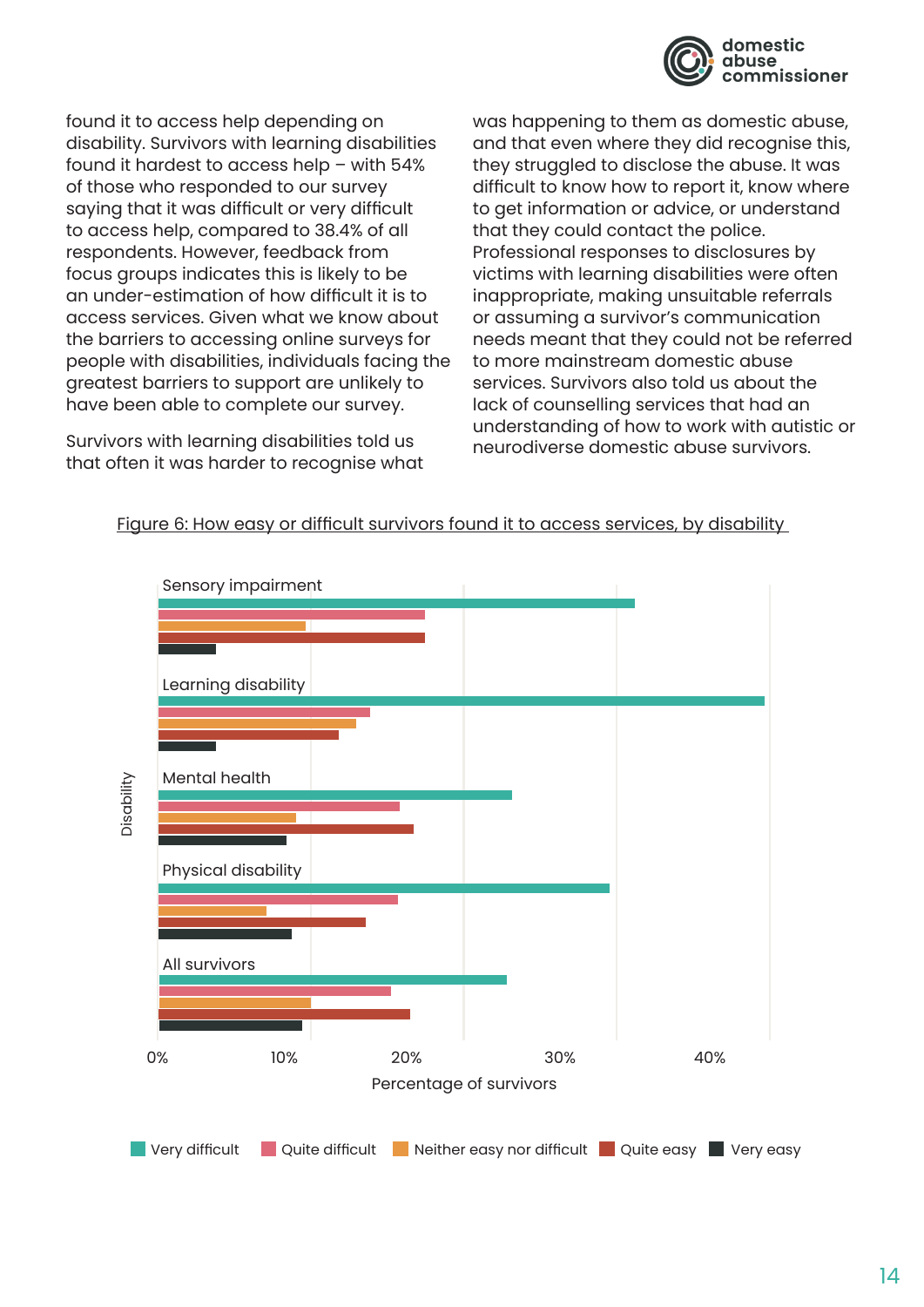found it to access help depending on disability. Survivors with learning disabilities found it hardest to access help – with 54% of those who responded to our survey saying that it was difficult or very difficult to access help, compared to 38.4% of all respondents. However, feedback from focus groups indicates this is likely to be an under-estimation of how difficult it is to access services. Given what we know about the barriers to accessing online surveys for people with disabilities, individuals facing the greatest barriers to support are unlikely to have been able to complete our survey.

Survivors with learning disabilities told us that often it was harder to recognise what was happening to them as domestic abuse, and that even where they did recognise this, they struggled to disclose the abuse. It was difficult to know how to report it, know where to get information or advice, or understand that they could contact the police. Professional responses to disclosures by victims with learning disabilities were often inappropriate, making unsuitable referrals or assuming a survivor's communication needs meant that they could not be referred to more mainstream domestic abuse services. Survivors also told us about the lack of counselling services that had an understanding of how to work with autistic or neurodiverse domestic abuse survivors.

Figure 6: How easy or difficult survivors found it to access services, by disability

Disability: Sensory impairment, Learning disability, Mental health, Physical disability, All survivors

Percentage of survivors: 0%, 10%, 20%, 30%, 40%

Very difficult | Quite difficult | Neither easy nor difficult | Quite easy | Very easy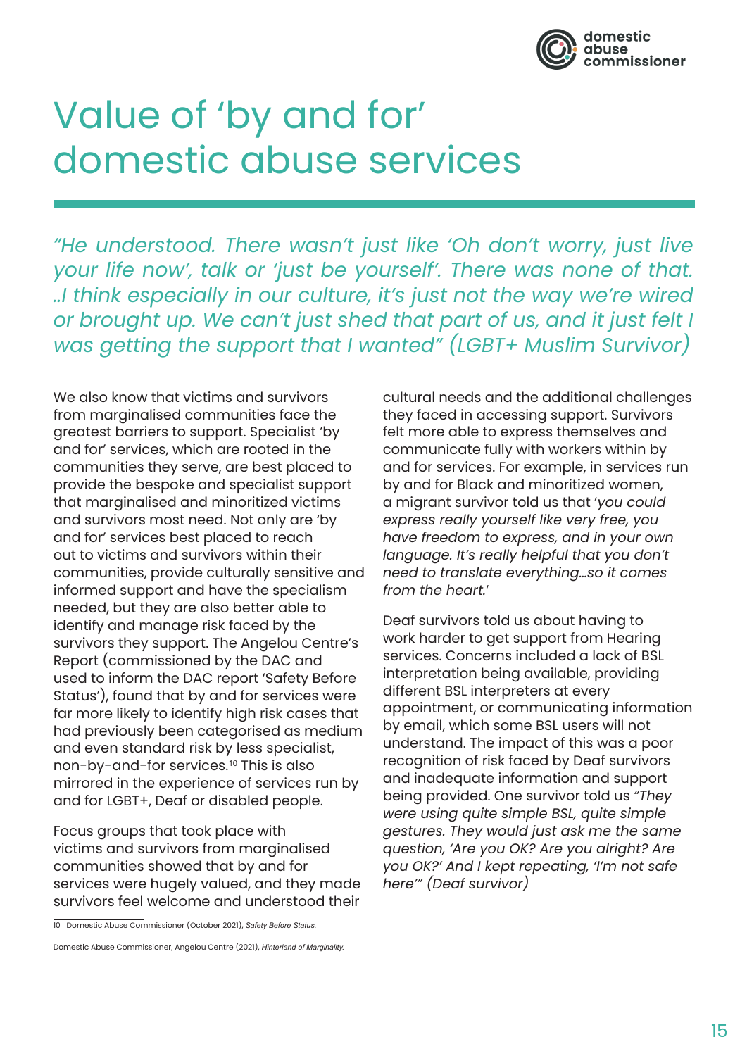# Value of 'by and for' domestic abuse services

*"He understood. There wasn't just like 'Oh don't worry, just live your life now', talk or 'just be yourself'. There was none of that. ..I think especially in our culture, it's just not the way we're wired or brought up. We can't just shed that part of us, and it just felt I was getting the support that I wanted" (LGBT+ Muslim Survivor)*

We also know that victims and survivors from marginalised communities face the greatest barriers to support. Specialist 'by and for' services, which are rooted in the communities they serve, are best placed to provide the bespoke and specialist support that marginalised and minoritized victims and survivors most need. Not only are 'by and for' services best placed to reach out to victims and survivors within their communities, provide culturally sensitive and informed support and have the specialism needed, but they are also better able to identify and manage risk faced by the survivors they support. The Angelou Centre's Report (commissioned by the DAC and used to inform the DAC report 'Safety Before Status'), found that by and for services were far more likely to identify high risk cases that had previously been categorised as medium and even standard risk by less specialist, non-by-and-for services.[10] This is also mirrored in the experience of services run by and for LGBT+, Deaf or disabled people.

Focus groups that took place with victims and survivors from marginalised communities showed that by and for services were hugely valued, and they made survivors feel welcome and understood their cultural needs and the additional challenges they faced in accessing support. Survivors felt more able to express themselves and communicate fully with workers within by and for services. For example, in services run by and for Black and minoritized women, a migrant survivor told us that '*you could express really yourself like very free, you have freedom to express, and in your own language. It's really helpful that you don't need to translate everything…so it comes from the heart.*'

Deaf survivors told us about having to work harder to get support from Hearing services. Concerns included a lack of BSL interpretation being available, providing different BSL interpreters at every appointment, or communicating information by email, which some BSL users will not understand. The impact of this was a poor recognition of risk faced by Deaf survivors and inadequate information and support being provided. One survivor told us *"They were using quite simple BSL, quite simple gestures. They would just ask me the same question, 'Are you OK? Are you alright? Are you OK?' And I kept repeating, 'I'm not safe here'" (Deaf survivor)*

10 Domestic Abuse Commissioner (October 2021), *Safety Before Status.*

Domestic Abuse Commissioner, Angelou Centre (2021), *Hinterland of Marginality.*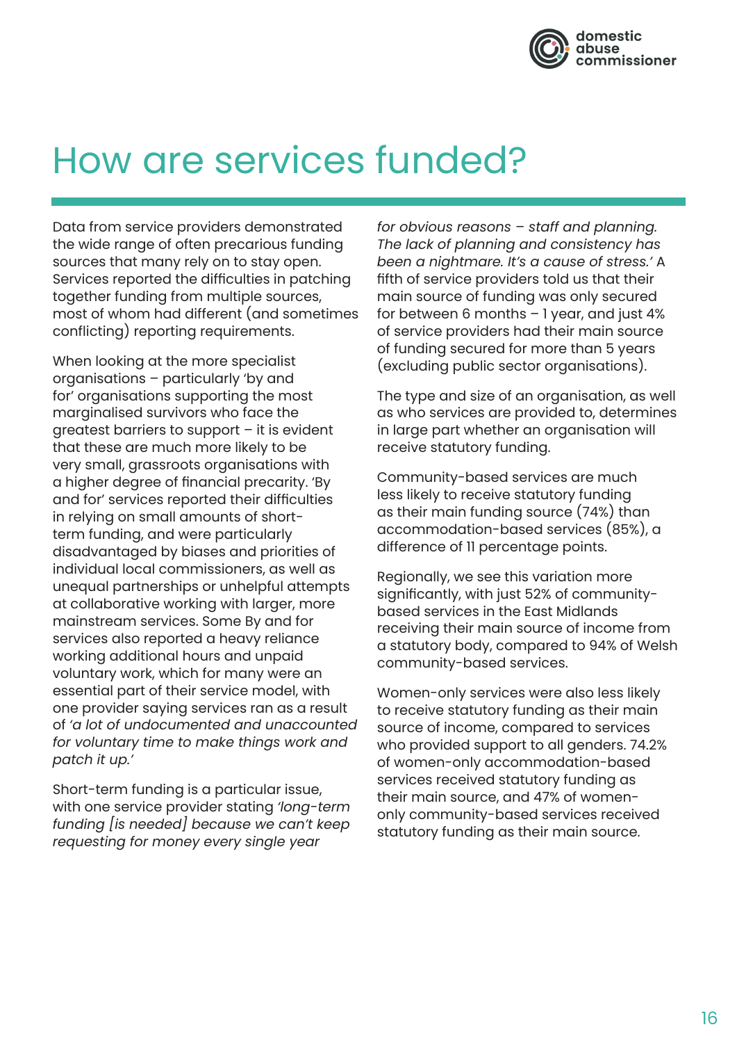# How are services funded?

Data from service providers demonstrated the wide range of often precarious funding sources that many rely on to stay open. Services reported the difficulties in patching together funding from multiple sources, most of whom had different (and sometimes conflicting) reporting requirements.

When looking at the more specialist organisations – particularly 'by and for' organisations supporting the most marginalised survivors who face the greatest barriers to support – it is evident that these are much more likely to be very small, grassroots organisations with a higher degree of financial precarity. 'By and for' services reported their difficulties in relying on small amounts of short-term funding, and were particularly disadvantaged by biases and priorities of individual local commissioners, as well as unequal partnerships or unhelpful attempts at collaborative working with larger, more mainstream services. Some By and for services also reported a heavy reliance working additional hours and unpaid voluntary work, which for many were an essential part of their service model, with one provider saying services ran as a result of *'a lot of undocumented and unaccounted for voluntary time to make things work and patch it up.'*

Short-term funding is a particular issue, with one service provider stating *'long-term funding [is needed] because we can't keep requesting for money every single year for obvious reasons – staff and planning. The lack of planning and consistency has been a nightmare. It's a cause of stress.'* A fifth of service providers told us that their main source of funding was only secured for between 6 months – 1 year, and just 4% of service providers had their main source of funding secured for more than 5 years (excluding public sector organisations).

The type and size of an organisation, as well as who services are provided to, determines in large part whether an organisation will receive statutory funding.

Community-based services are much less likely to receive statutory funding as their main funding source (74%) than accommodation-based services (85%), a difference of 11 percentage points.

Regionally, we see this variation more significantly, with just 52% of community-based services in the East Midlands receiving their main source of income from a statutory body, compared to 94% of Welsh community-based services.

Women-only services were also less likely to receive statutory funding as their main source of income, compared to services who provided support to all genders. 74.2% of women-only accommodation-based services received statutory funding as their main source, and 47% of women-only community-based services received statutory funding as their main source.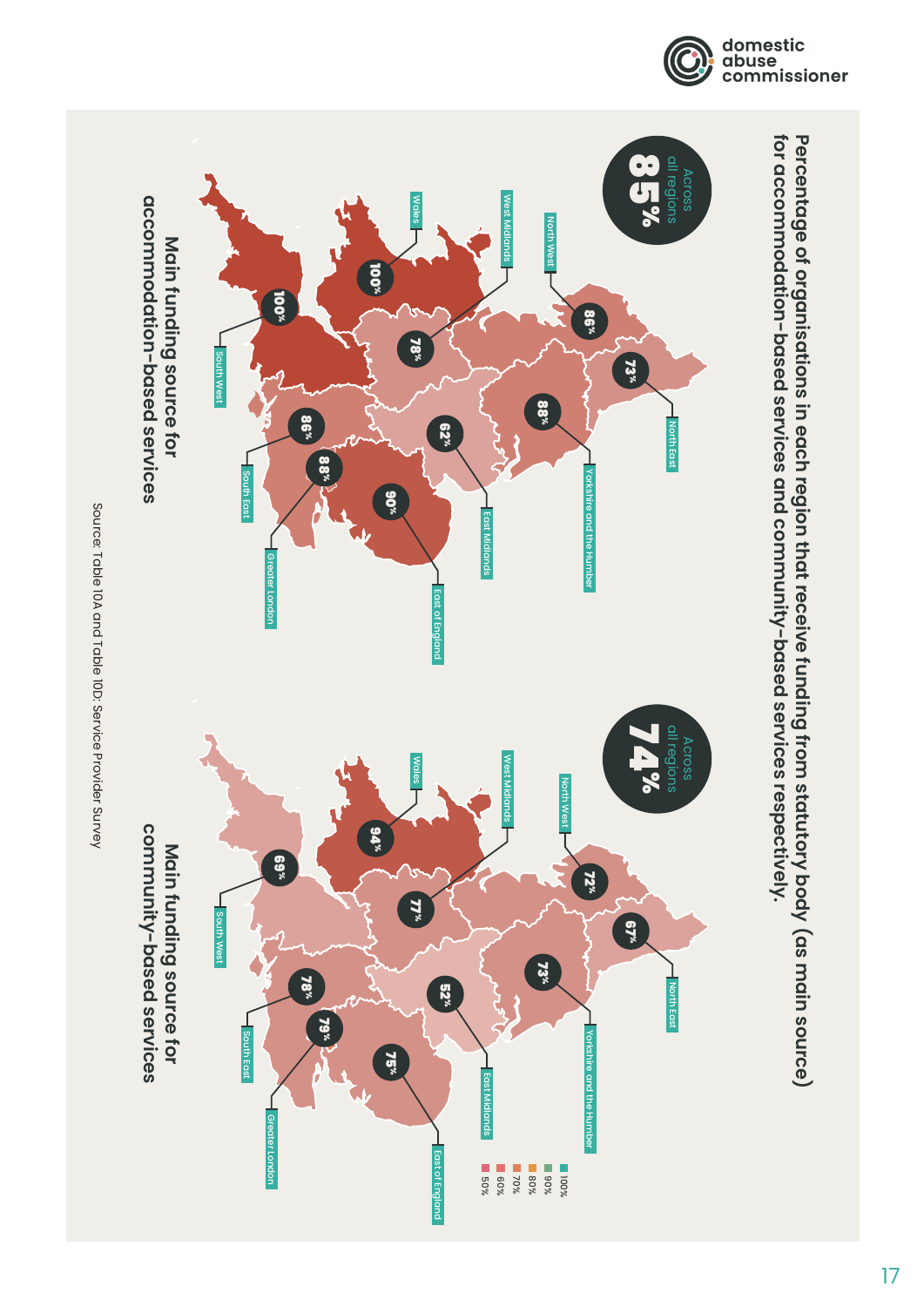## Percentage of organisations in each region that receive funding from statutory body (as main source) for accommodation-based services and community-based services respectively.

### Main funding source for accommodation-based services

Across all regions **85%**

| Region | % |
| --- | --- |
| North East | 73% |
| North West | 86% |
| Yorkshire and the Humber | 88% |
| West Midlands | 78% |
| East Midlands | 62% |
| Wales | 100% |
| East of England | 90% |
| South West | 100% |
| South East | 86% |
| Greater London | 88% |

### Main funding source for community-based services

Across all regions **74%**

| Region | % |
| --- | --- |
| North East | 67% |
| North West | 72% |
| Yorkshire and the Humber | 73% |
| West Midlands | 77% |
| East Midlands | 52% |
| Wales | 94% |
| East of England | 75% |
| South West | 69% |
| South East | 78% |
| Greater London | 79% |

Legend: 100%, 90%, 80%, 70%, 60%, 50%

Source: Table 10A and Table 10D: Service Provider Survey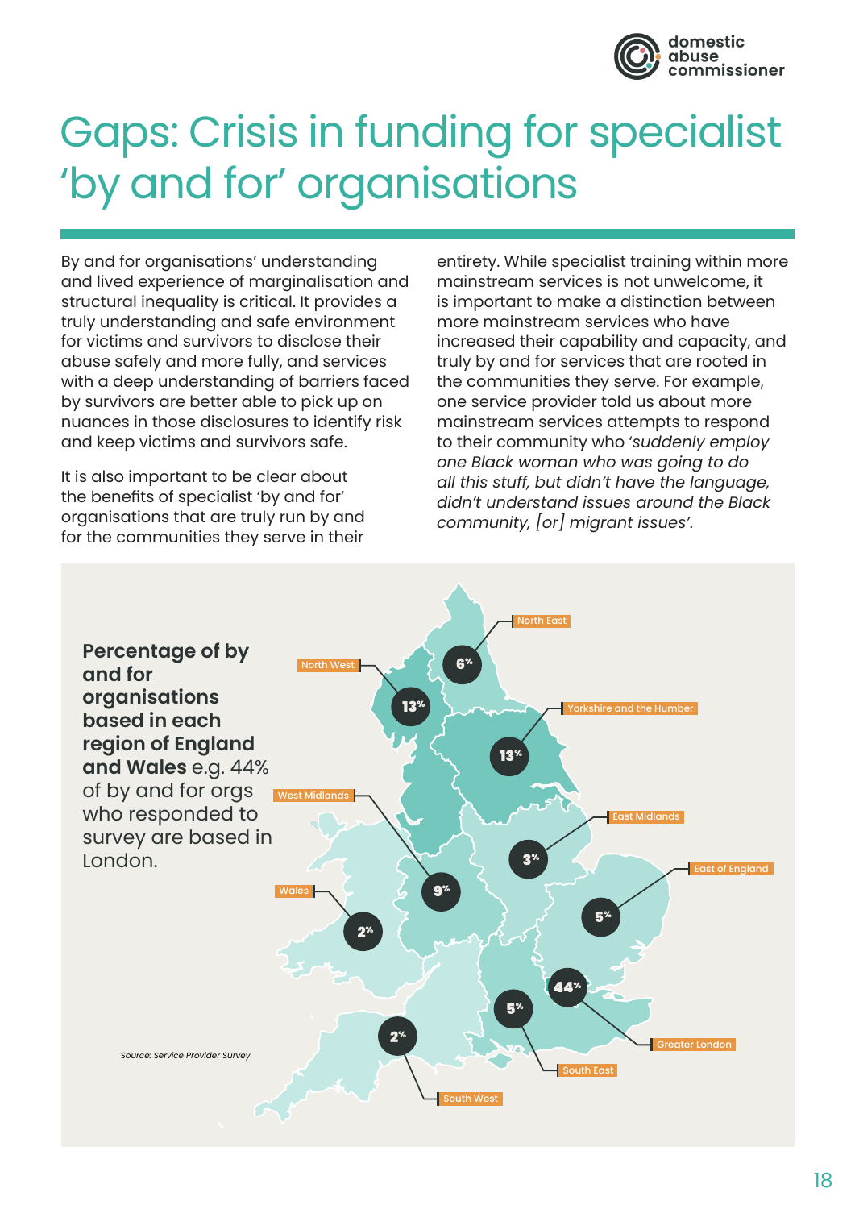# Gaps: Crisis in funding for specialist 'by and for' organisations

By and for organisations' understanding and lived experience of marginalisation and structural inequality is critical. It provides a truly understanding and safe environment for victims and survivors to disclose their abuse safely and more fully, and services with a deep understanding of barriers faced by survivors are better able to pick up on nuances in those disclosures to identify risk and keep victims and survivors safe.

It is also important to be clear about the benefits of specialist 'by and for' organisations that are truly run by and for the communities they serve in their entirety. While specialist training within more mainstream services is not unwelcome, it is important to make a distinction between more mainstream services who have increased their capability and capacity, and truly by and for services that are rooted in the communities they serve. For example, one service provider told us about more mainstream services attempts to respond to their community who '*suddenly employ one Black woman who was going to do all this stuff, but didn't have the language, didn't understand issues around the Black community, [or] migrant issues*'.

**Percentage of by and for organisations based in each region of England and Wales** e.g. 44% of by and for orgs who responded to survey are based in London.

| Region | Percentage |
| --- | --- |
| North East | 6% |
| North West | 13% |
| Yorkshire and the Humber | 13% |
| West Midlands | 9% |
| East Midlands | 3% |
| East of England | 5% |
| Wales | 2% |
| Greater London | 44% |
| South East | 5% |
| South West | 2% |

*Source: Service Provider Survey*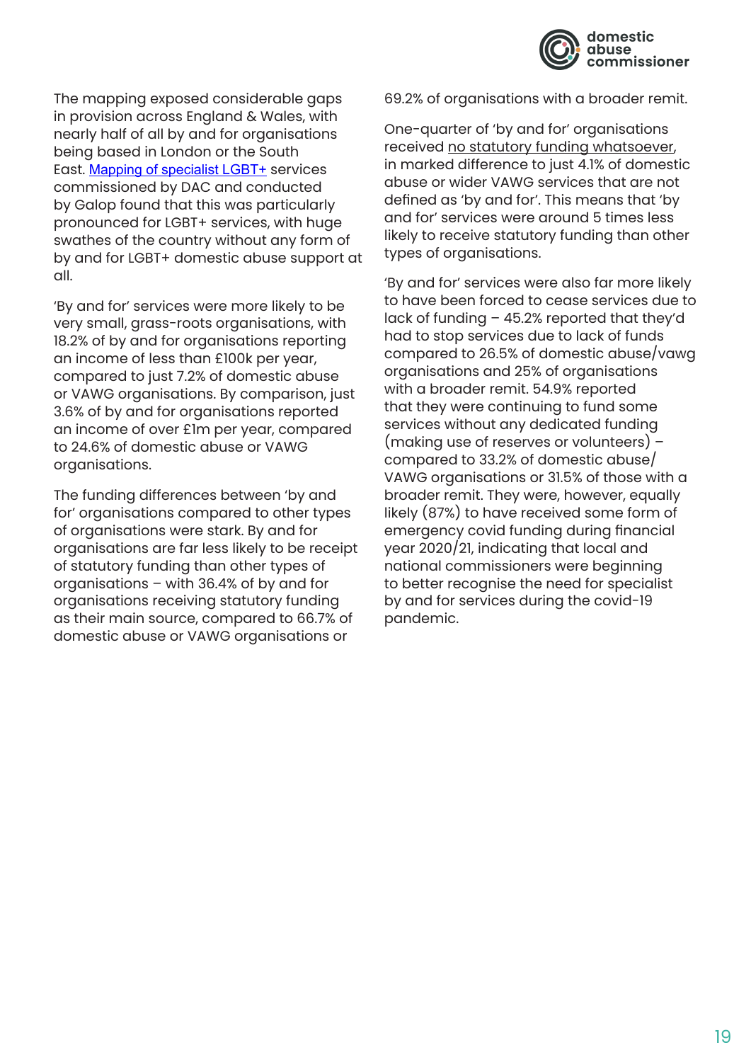The mapping exposed considerable gaps in provision across England & Wales, with nearly half of all by and for organisations being based in London or the South East. [Mapping of specialist LGBT+]() services commissioned by DAC and conducted by Galop found that this was particularly pronounced for LGBT+ services, with huge swathes of the country without any form of by and for LGBT+ domestic abuse support at all.

'By and for' services were more likely to be very small, grass-roots organisations, with 18.2% of by and for organisations reporting an income of less than £100k per year, compared to just 7.2% of domestic abuse or VAWG organisations. By comparison, just 3.6% of by and for organisations reported an income of over £1m per year, compared to 24.6% of domestic abuse or VAWG organisations.

The funding differences between 'by and for' organisations compared to other types of organisations were stark. By and for organisations are far less likely to be receipt of statutory funding than other types of organisations – with 36.4% of by and for organisations receiving statutory funding as their main source, compared to 66.7% of domestic abuse or VAWG organisations or 69.2% of organisations with a broader remit.

One-quarter of 'by and for' organisations received no statutory funding whatsoever, in marked difference to just 4.1% of domestic abuse or wider VAWG services that are not defined as 'by and for'. This means that 'by and for' services were around 5 times less likely to receive statutory funding than other types of organisations.

'By and for' services were also far more likely to have been forced to cease services due to lack of funding – 45.2% reported that they'd had to stop services due to lack of funds compared to 26.5% of domestic abuse/vawg organisations and 25% of organisations with a broader remit. 54.9% reported that they were continuing to fund some services without any dedicated funding (making use of reserves or volunteers) – compared to 33.2% of domestic abuse/VAWG organisations or 31.5% of those with a broader remit. They were, however, equally likely (87%) to have received some form of emergency covid funding during financial year 2020/21, indicating that local and national commissioners were beginning to better recognise the need for specialist by and for services during the covid-19 pandemic.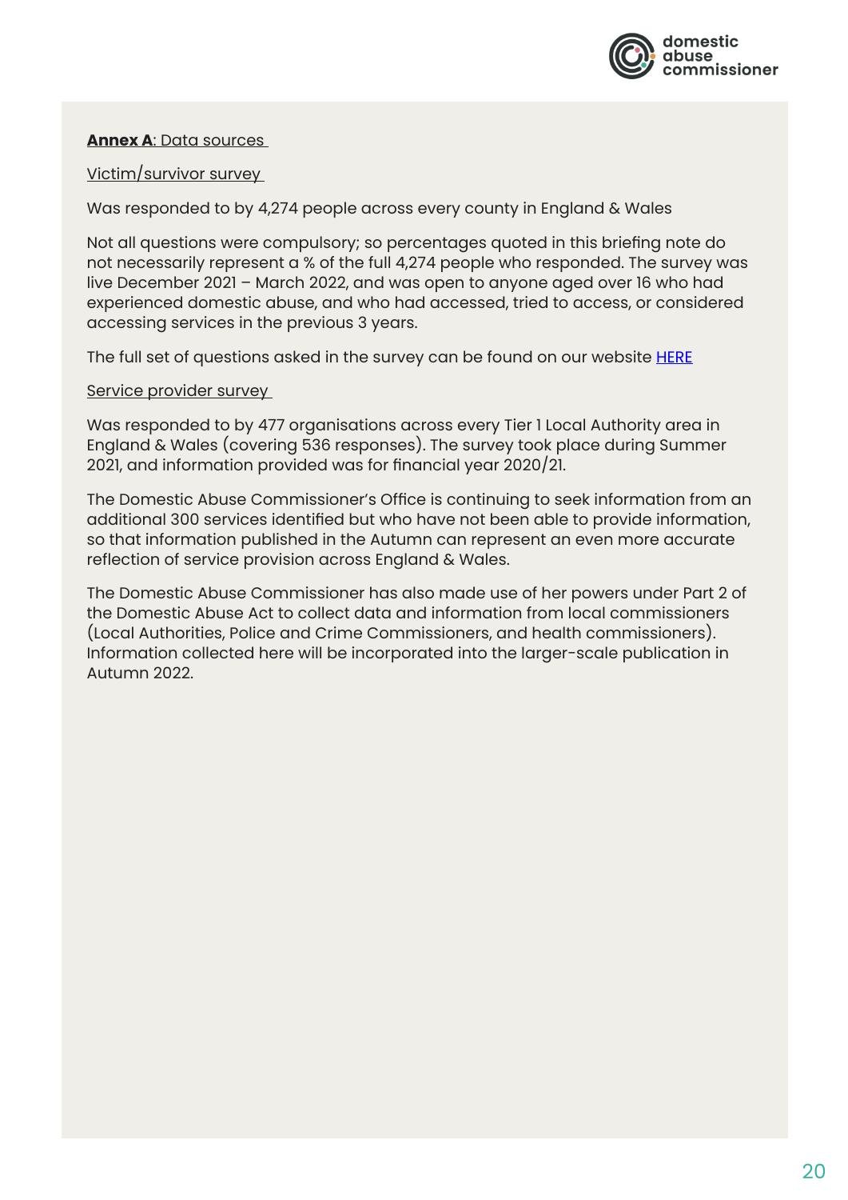**Annex A**: Data sources

Victim/survivor survey

Was responded to by 4,274 people across every county in England & Wales

Not all questions were compulsory; so percentages quoted in this briefing note do not necessarily represent a % of the full 4,274 people who responded. The survey was live December 2021 – March 2022, and was open to anyone aged over 16 who had experienced domestic abuse, and who had accessed, tried to access, or considered accessing services in the previous 3 years.

The full set of questions asked in the survey can be found on our website HERE

Service provider survey

Was responded to by 477 organisations across every Tier 1 Local Authority area in England & Wales (covering 536 responses). The survey took place during Summer 2021, and information provided was for financial year 2020/21.

The Domestic Abuse Commissioner's Office is continuing to seek information from an additional 300 services identified but who have not been able to provide information, so that information published in the Autumn can represent an even more accurate reflection of service provision across England & Wales.

The Domestic Abuse Commissioner has also made use of her powers under Part 2 of the Domestic Abuse Act to collect data and information from local commissioners (Local Authorities, Police and Crime Commissioners, and health commissioners). Information collected here will be incorporated into the larger-scale publication in Autumn 2022.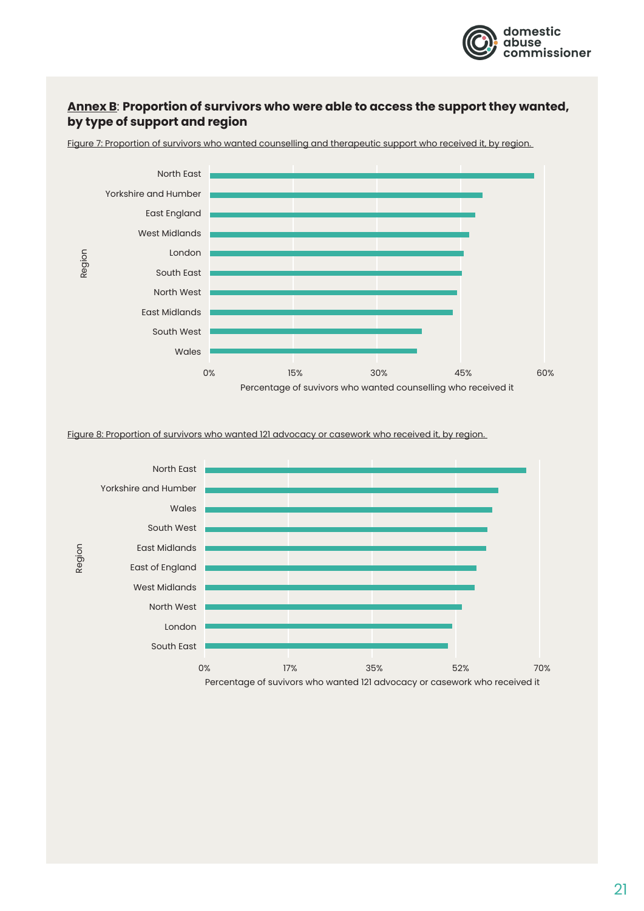## Annex B: Proportion of survivors who were able to access the support they wanted, by type of support and region

Figure 7: Proportion of survivors who wanted counselling and therapeutic support who received it, by region.

Region: North East, Yorkshire and Humber, East England, West Midlands, London, South East, North West, East Midlands, South West, Wales

0% 15% 30% 45% 60%

Percentage of suvivors who wanted counselling who received it

Figure 8: Proportion of survivors who wanted 121 advocacy or casework who received it, by region.

Region: North East, Yorkshire and Humber, Wales, South West, East Midlands, East of England, West Midlands, North West, London, South East

0% 17% 35% 52% 70%

Percentage of suvivors who wanted 121 advocacy or casework who received it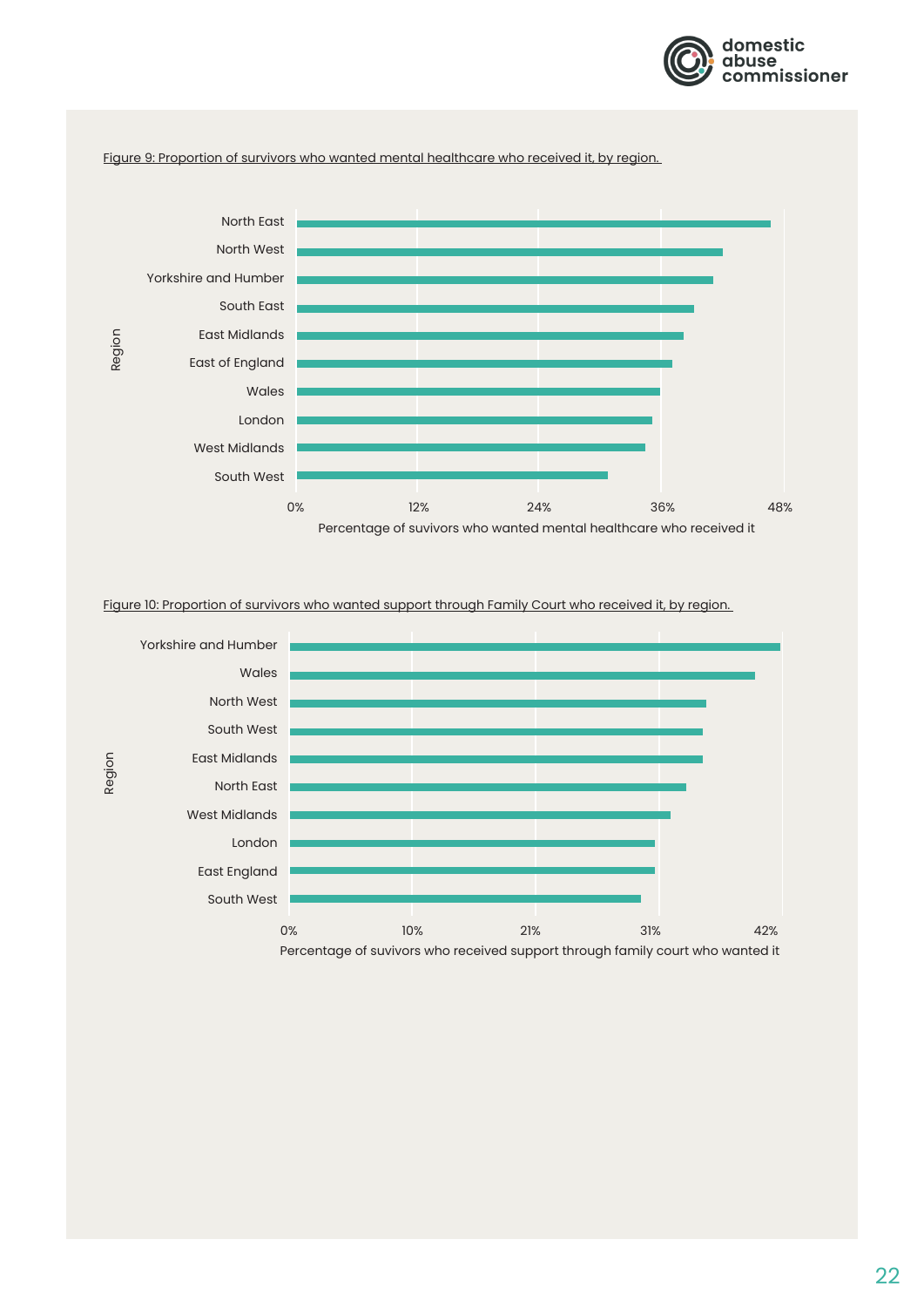Figure 9: Proportion of survivors who wanted mental healthcare who received it, by region.

Region

North East
North West
Yorkshire and Humber
South East
East Midlands
East of England
Wales
London
West Midlands
South West

0% 12% 24% 36% 48%

Percentage of suvivors who wanted mental healthcare who received it

Figure 10: Proportion of survivors who wanted support through Family Court who received it, by region.

Region

Yorkshire and Humber
Wales
North West
South West
East Midlands
North East
West Midlands
London
East England
South West

0% 10% 21% 31% 42%

Percentage of suvivors who received support through family court who wanted it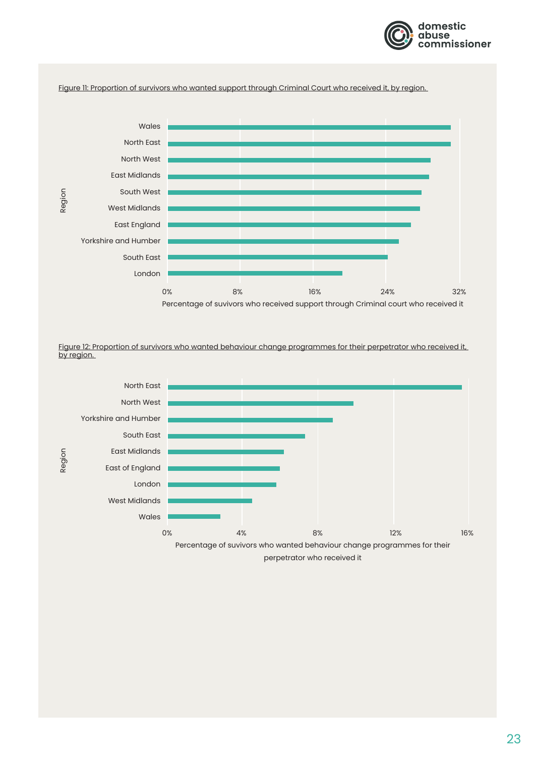Figure 11: Proportion of survivors who wanted support through Criminal Court who received it, by region.

Region: Wales, North East, North West, East Midlands, South West, West Midlands, East England, Yorkshire and Humber, South East, London

0% 8% 16% 24% 32%

Percentage of suvivors who received support through Criminal court who received it

Figure 12: Proportion of survivors who wanted behaviour change programmes for their perpetrator who received it, by region.

Region: North East, North West, Yorkshire and Humber, South East, East Midlands, East of England, London, West Midlands, Wales

0% 4% 8% 12% 16%

Percentage of suvivors who wanted behaviour change programmes for their perpetrator who received it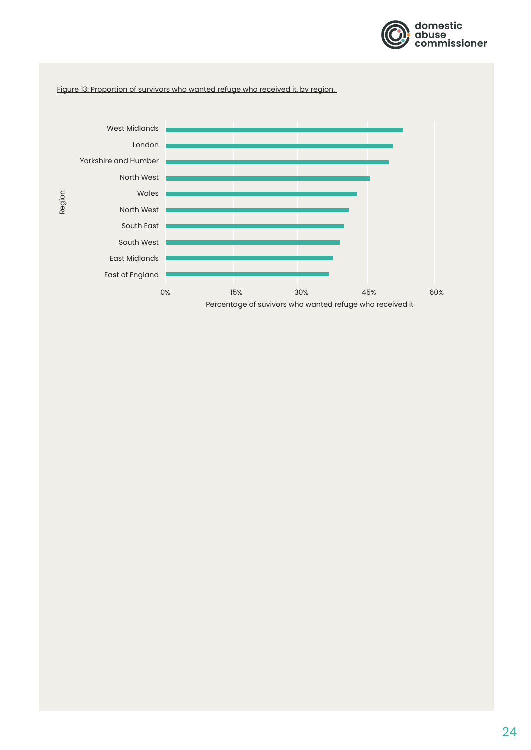Figure 13: Proportion of survivors who wanted refuge who received it, by region.

Region

West Midlands
London
Yorkshire and Humber
North West
Wales
North West
South East
South West
East Midlands
East of England

0%
15%
30%
45%
60%

Percentage of suvivors who wanted refuge who received it